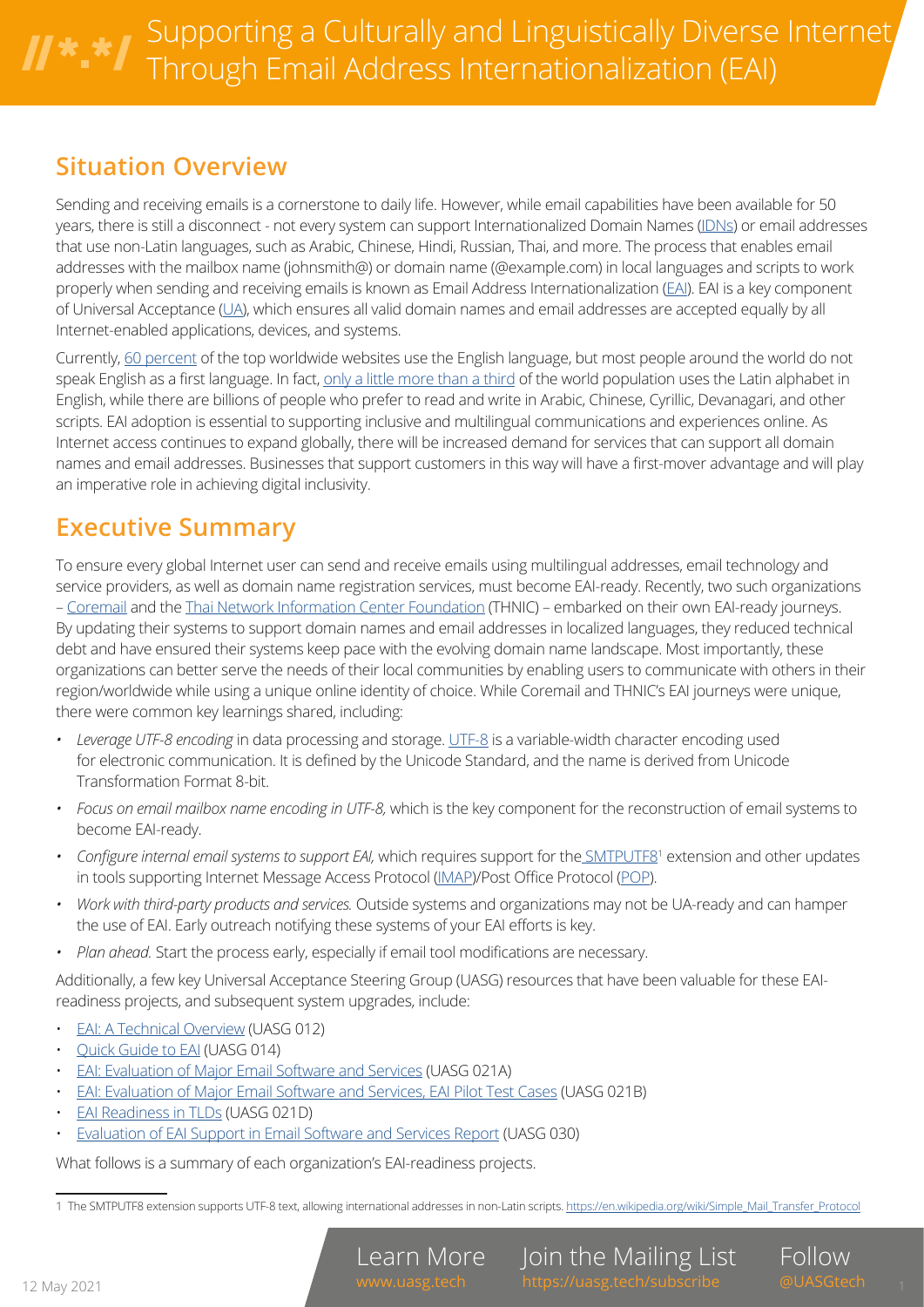# Supporting a Culturally and Linguistically Diverse Internet Through Email Address Internationalization (EAI)

## Situation Overview

Sending and receiving emails is a cornerstone to daily life. However, while email capabilities have been available for 50 years, there is still a disconnect - not every system can support Internationalized Domain Names (IDNs) or email addresses that use non-Latin languages, such as Arabic, Chinese, Hindi, Russian, Thai, and more. The process that enables email addresses with the mailbox name (johnsmith@) or domain name (@example.com) in local languages and scripts to work properly when sending and receiving emails is known as Email Address Internationalization (EAI). EAI is a key component of Universal Acceptance (UA), which ensures all valid domain names and email addresses are accepted equally by all Internet-enabled applications, devices, and systems.

Currently, 60 percent of the top worldwide websites use the English language, but most people around the world do not speak English as a first language. In fact, only a little more than a third of the world population uses the Latin alphabet in English, while there are billions of people who prefer to read and write in Arabic, Chinese, Cyrillic, Devanagari, and other scripts. EAI adoption is essential to supporting inclusive and multilingual communications and experiences online. As Internet access continues to expand globally, there will be increased demand for services that can support all domain names and email addresses. Businesses that support customers in this way will have a first-mover advantage and will play an imperative role in achieving digital inclusivity.

## Executive Summary

To ensure every global Internet user can send and receive emails using multilingual addresses, email technology and service providers, as well as domain name registration services, must become EAI-ready. Recently, two such organizations – Coremail and the Thai Network Information Center Foundation (THNIC) – embarked on their own EAI-ready journeys. By updating their systems to support domain names and email addresses in localized languages, they reduced technical debt and have ensured their systems keep pace with the evolving domain name landscape. Most importantly, these organizations can better serve the needs of their local communities by enabling users to communicate with others in their region/worldwide while using a unique online identity of choice. While Coremail and THNIC's EAI journeys were unique, there were common key learnings shared, including:

- *Leverage UTF-8 encoding* in data processing and storage. UTF-8 is a variable-width character encoding used for electronic communication. It is defined by the Unicode Standard, and the name is derived from Unicode Transformation Format 8-bit.
- *Focus on email mailbox name encoding in UTF-8,* which is the key component for the reconstruction of email systems to become EAI-ready.
- *Configure internal email systems to support EAI,* which requires support for the SMTPUTF8[1] extension and other updates in tools supporting Internet Message Access Protocol (IMAP)/Post Office Protocol (POP).
- *Work with third-party products and services.* Outside systems and organizations may not be UA-ready and can hamper the use of EAI. Early outreach notifying these systems of your EAI efforts is key.
- *Plan ahead.* Start the process early, especially if email tool modifications are necessary.

Additionally, a few key Universal Acceptance Steering Group (UASG) resources that have been valuable for these EAI-readiness projects, and subsequent system upgrades, include:

- EAI: A Technical Overview (UASG 012)
- Quick Guide to EAI (UASG 014)
- EAI: Evaluation of Major Email Software and Services (UASG 021A)
- EAI: Evaluation of Major Email Software and Services, EAI Pilot Test Cases (UASG 021B)
- EAI Readiness in TLDs (UASG 021D)
- Evaluation of EAI Support in Email Software and Services Report (UASG 030)

What follows is a summary of each organization's EAI-readiness projects.

---

[1] The SMTPUTF8 extension supports UTF-8 text, allowing international addresses in non-Latin scripts. https://en.wikipedia.org/wiki/Simple_Mail_Transfer_Protocol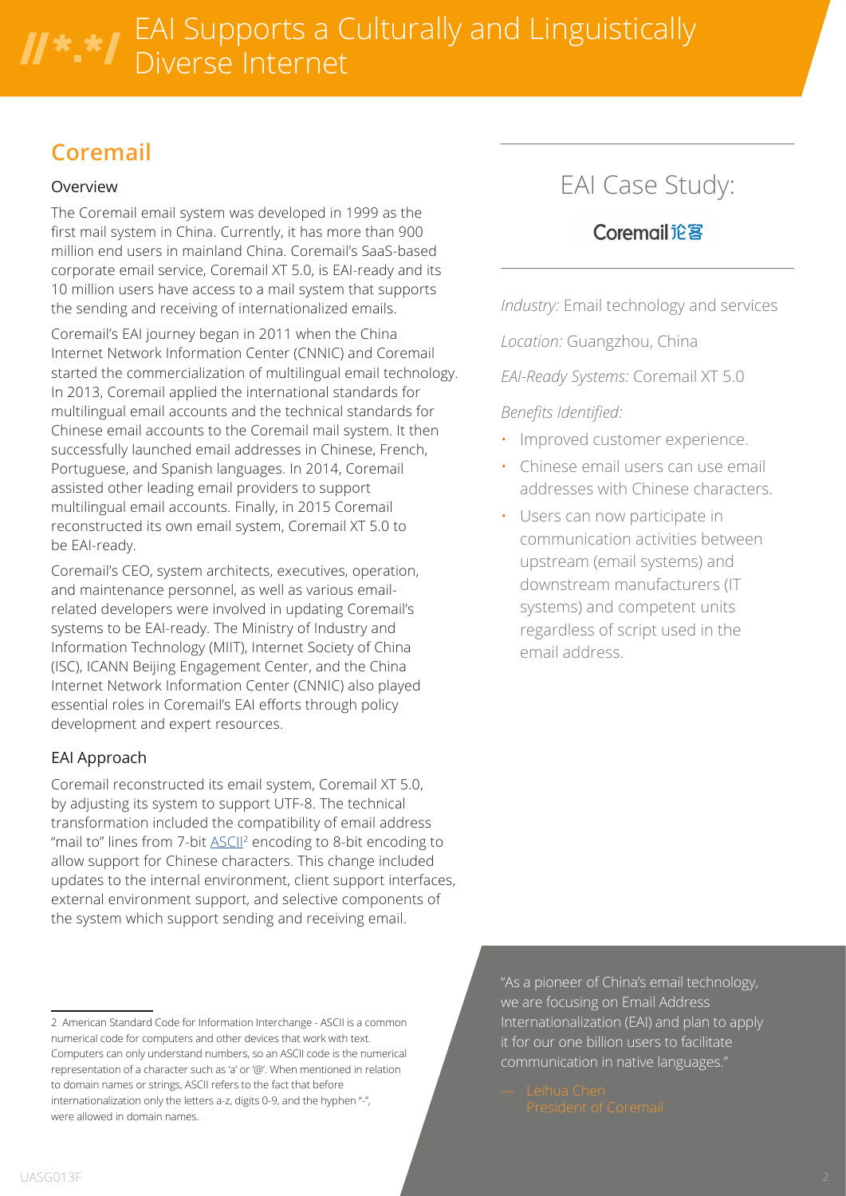# EAI Supports a Culturally and Linguistically Diverse Internet

## Coremail

### Overview

The Coremail email system was developed in 1999 as the first mail system in China. Currently, it has more than 900 million end users in mainland China. Coremail's SaaS-based corporate email service, Coremail XT 5.0, is EAI-ready and its 10 million users have access to a mail system that supports the sending and receiving of internationalized emails.

Coremail's EAI journey began in 2011 when the China Internet Network Information Center (CNNIC) and Coremail started the commercialization of multilingual email technology. In 2013, Coremail applied the international standards for multilingual email accounts and the technical standards for Chinese email accounts to the Coremail mail system. It then successfully launched email addresses in Chinese, French, Portuguese, and Spanish languages. In 2014, Coremail assisted other leading email providers to support multilingual email accounts. Finally, in 2015 Coremail reconstructed its own email system, Coremail XT 5.0 to be EAI-ready.

Coremail's CEO, system architects, executives, operation, and maintenance personnel, as well as various email-related developers were involved in updating Coremail's systems to be EAI-ready. The Ministry of Industry and Information Technology (MIIT), Internet Society of China (ISC), ICANN Beijing Engagement Center, and the China Internet Network Information Center (CNNIC) also played essential roles in Coremail's EAI efforts through policy development and expert resources.

### EAI Approach

Coremail reconstructed its email system, Coremail XT 5.0, by adjusting its system to support UTF-8. The technical transformation included the compatibility of email address "mail to" lines from 7-bit ASCII[2] encoding to 8-bit encoding to allow support for Chinese characters. This change included updates to the internal environment, client support interfaces, external environment support, and selective components of the system which support sending and receiving email.

## EAI Case Study:

Coremail论客

*Industry:* Email technology and services

*Location:* Guangzhou, China

*EAI-Ready Systems:* Coremail XT 5.0

*Benefits Identified:*

- Improved customer experience.
- Chinese email users can use email addresses with Chinese characters.
- Users can now participate in communication activities between upstream (email systems) and downstream manufacturers (IT systems) and competent units regardless of script used in the email address.

"As a pioneer of China's email technology, we are focusing on Email Address Internationalization (EAI) and plan to apply it for our one billion users to facilitate communication in native languages."

— Leihua Chen
President of Coremail

---

2 American Standard Code for Information Interchange - ASCII is a common numerical code for computers and other devices that work with text. Computers can only understand numbers, so an ASCII code is the numerical representation of a character such as 'a' or '@'. When mentioned in relation to domain names or strings, ASCII refers to the fact that before internationalization only the letters a-z, digits 0-9, and the hyphen "-", were allowed in domain names.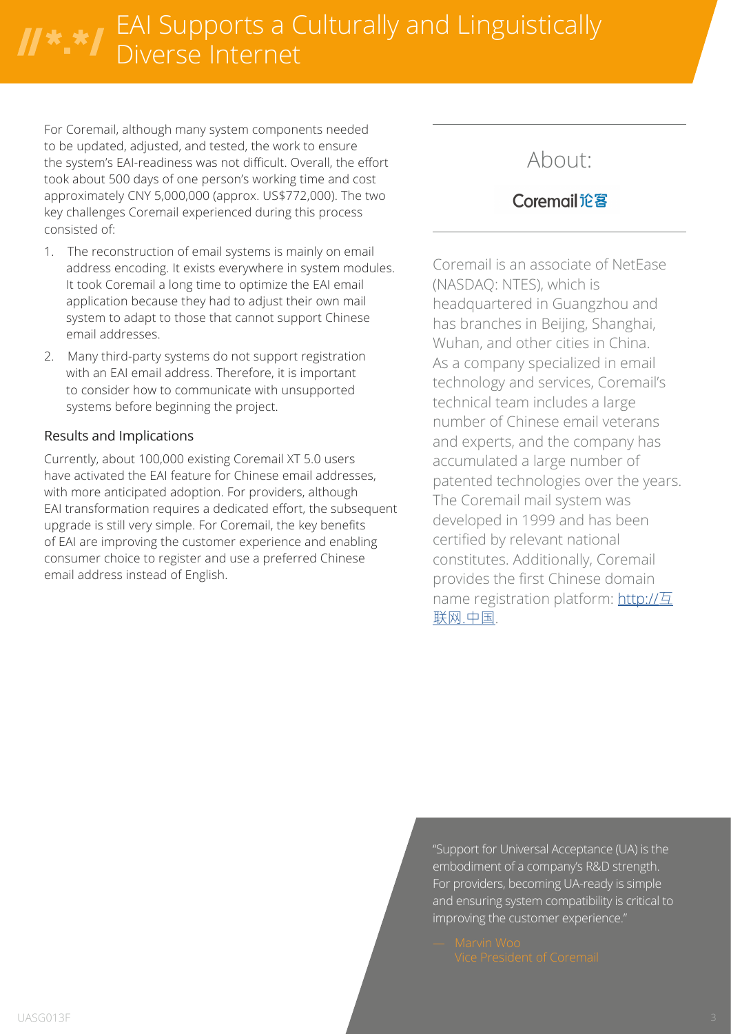# EAI Supports a Culturally and Linguistically Diverse Internet

For Coremail, although many system components needed to be updated, adjusted, and tested, the work to ensure the system's EAI-readiness was not difficult. Overall, the effort took about 500 days of one person's working time and cost approximately CNY 5,000,000 (approx. US$772,000). The two key challenges Coremail experienced during this process consisted of:

1. The reconstruction of email systems is mainly on email address encoding. It exists everywhere in system modules. It took Coremail a long time to optimize the EAI email application because they had to adjust their own mail system to adapt to those that cannot support Chinese email addresses.
2. Many third-party systems do not support registration with an EAI email address. Therefore, it is important to consider how to communicate with unsupported systems before beginning the project.

## Results and Implications

Currently, about 100,000 existing Coremail XT 5.0 users have activated the EAI feature for Chinese email addresses, with more anticipated adoption. For providers, although EAI transformation requires a dedicated effort, the subsequent upgrade is still very simple. For Coremail, the key benefits of EAI are improving the customer experience and enabling consumer choice to register and use a preferred Chinese email address instead of English.

## About:

Coremail论客

Coremail is an associate of NetEase (NASDAQ: NTES), which is headquartered in Guangzhou and has branches in Beijing, Shanghai, Wuhan, and other cities in China. As a company specialized in email technology and services, Coremail's technical team includes a large number of Chinese email veterans and experts, and the company has accumulated a large number of patented technologies over the years. The Coremail mail system was developed in 1999 and has been certified by relevant national constitutes. Additionally, Coremail provides the first Chinese domain name registration platform: [http://互联网.中国](http://互联网.中国).

> "Support for Universal Acceptance (UA) is the embodiment of a company's R&D strength. For providers, becoming UA-ready is simple and ensuring system compatibility is critical to improving the customer experience."
>
> — Marvin Woo
> Vice President of Coremail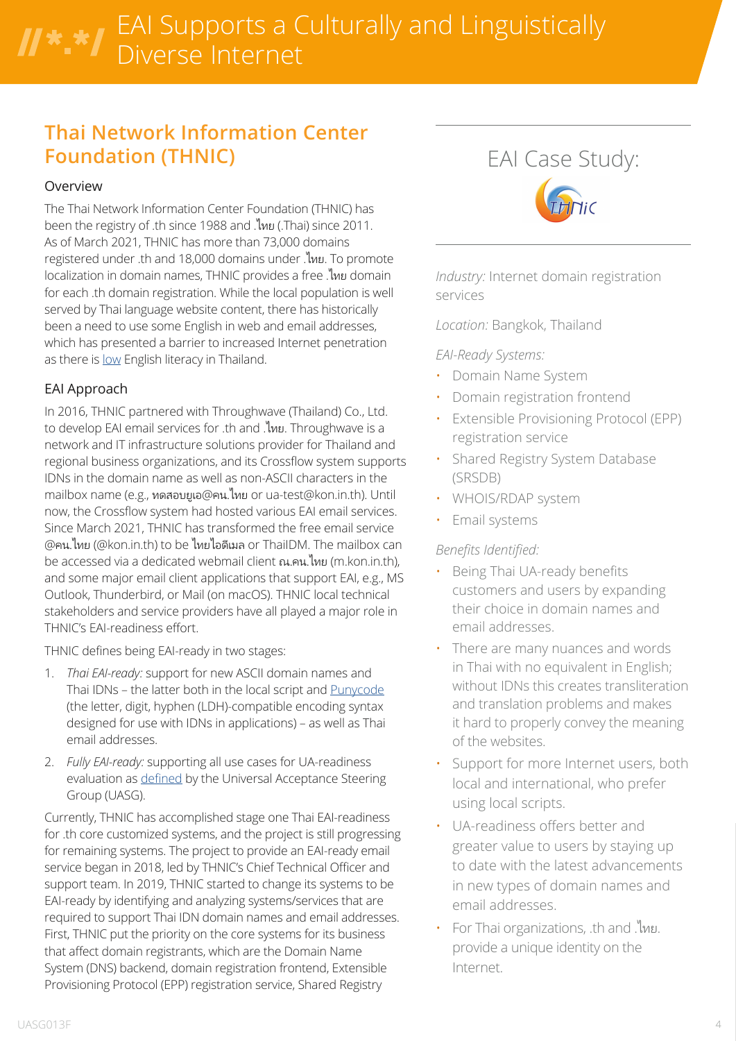# EAI Supports a Culturally and Linguistically Diverse Internet

## Thai Network Information Center Foundation (THNIC)

### Overview

The Thai Network Information Center Foundation (THNIC) has been the registry of .th since 1988 and .ไทย (.Thai) since 2011. As of March 2021, THNIC has more than 73,000 domains registered under .th and 18,000 domains under .ไทย. To promote localization in domain names, THNIC provides a free .ไทย domain for each .th domain registration. While the local population is well served by Thai language website content, there has historically been a need to use some English in web and email addresses, which has presented a barrier to increased Internet penetration as there is low English literacy in Thailand.

### EAI Approach

In 2016, THNIC partnered with Throughwave (Thailand) Co., Ltd. to develop EAI email services for .th and .ไทย. Throughwave is a network and IT infrastructure solutions provider for Thailand and regional business organizations, and its Crossflow system supports IDNs in the domain name as well as non-ASCII characters in the mailbox name (e.g., ทดสอบยูเอ@คน.ไทย or ua-test@kon.in.th). Until now, the Crossflow system had hosted various EAI email services. Since March 2021, THNIC has transformed the free email service @คน.ไทย (@kon.in.th) to be ไทยไอดีเมล or ThaiIDM. The mailbox can be accessed via a dedicated webmail client ณ.คน.ไทย (m.kon.in.th), and some major email client applications that support EAI, e.g., MS Outlook, Thunderbird, or Mail (on macOS). THNIC local technical stakeholders and service providers have all played a major role in THNIC's EAI-readiness effort.

THNIC defines being EAI-ready in two stages:

1. *Thai EAI-ready:* support for new ASCII domain names and Thai IDNs – the latter both in the local script and Punycode (the letter, digit, hyphen (LDH)-compatible encoding syntax designed for use with IDNs in applications) – as well as Thai email addresses.
2. *Fully EAI-ready:* supporting all use cases for UA-readiness evaluation as defined by the Universal Acceptance Steering Group (UASG).

Currently, THNIC has accomplished stage one Thai EAI-readiness for .th core customized systems, and the project is still progressing for remaining systems. The project to provide an EAI-ready email service began in 2018, led by THNIC's Chief Technical Officer and support team. In 2019, THNIC started to change its systems to be EAI-ready by identifying and analyzing systems/services that are required to support Thai IDN domain names and email addresses. First, THNIC put the priority on the core systems for its business that affect domain registrants, which are the Domain Name System (DNS) backend, domain registration frontend, Extensible Provisioning Protocol (EPP) registration service, Shared Registry

---

EAI Case Study:

*Industry:* Internet domain registration services

*Location:* Bangkok, Thailand

*EAI-Ready Systems:*

- Domain Name System
- Domain registration frontend
- Extensible Provisioning Protocol (EPP) registration service
- Shared Registry System Database (SRSDB)
- WHOIS/RDAP system
- Email systems

*Benefits Identified:*

- Being Thai UA-ready benefits customers and users by expanding their choice in domain names and email addresses.
- There are many nuances and words in Thai with no equivalent in English; without IDNs this creates transliteration and translation problems and makes it hard to properly convey the meaning of the websites.
- Support for more Internet users, both local and international, who prefer using local scripts.
- UA-readiness offers better and greater value to users by staying up to date with the latest advancements in new types of domain names and email addresses.
- For Thai organizations, .th and .ไทย. provide a unique identity on the Internet.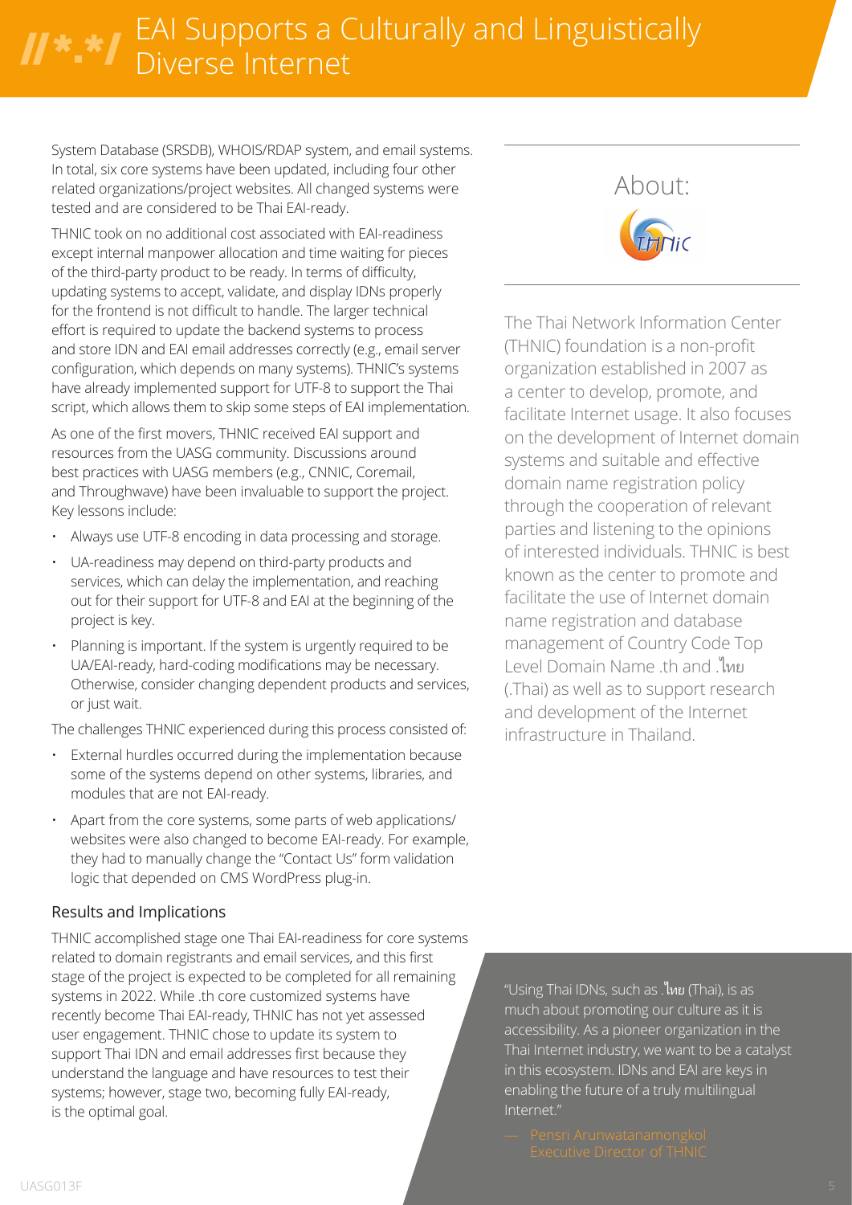# EAI Supports a Culturally and Linguistically Diverse Internet

System Database (SRSDB), WHOIS/RDAP system, and email systems. In total, six core systems have been updated, including four other related organizations/project websites. All changed systems were tested and are considered to be Thai EAI-ready.

THNIC took on no additional cost associated with EAI-readiness except internal manpower allocation and time waiting for pieces of the third-party product to be ready. In terms of difficulty, updating systems to accept, validate, and display IDNs properly for the frontend is not difficult to handle. The larger technical effort is required to update the backend systems to process and store IDN and EAI email addresses correctly (e.g., email server configuration, which depends on many systems). THNIC's systems have already implemented support for UTF-8 to support the Thai script, which allows them to skip some steps of EAI implementation.

As one of the first movers, THNIC received EAI support and resources from the UASG community. Discussions around best practices with UASG members (e.g., CNNIC, Coremail, and Throughwave) have been invaluable to support the project. Key lessons include:

- Always use UTF-8 encoding in data processing and storage.
- UA-readiness may depend on third-party products and services, which can delay the implementation, and reaching out for their support for UTF-8 and EAI at the beginning of the project is key.
- Planning is important. If the system is urgently required to be UA/EAI-ready, hard-coding modifications may be necessary. Otherwise, consider changing dependent products and services, or just wait.

The challenges THNIC experienced during this process consisted of:

- External hurdles occurred during the implementation because some of the systems depend on other systems, libraries, and modules that are not EAI-ready.
- Apart from the core systems, some parts of web applications/websites were also changed to become EAI-ready. For example, they had to manually change the "Contact Us" form validation logic that depended on CMS WordPress plug-in.

## Results and Implications

THNIC accomplished stage one Thai EAI-readiness for core systems related to domain registrants and email services, and this first stage of the project is expected to be completed for all remaining systems in 2022. While .th core customized systems have recently become Thai EAI-ready, THNIC has not yet assessed user engagement. THNIC chose to update its system to support Thai IDN and email addresses first because they understand the language and have resources to test their systems; however, stage two, becoming fully EAI-ready, is the optimal goal.

## About: THNIC

The Thai Network Information Center (THNIC) foundation is a non-profit organization established in 2007 as a center to develop, promote, and facilitate Internet usage. It also focuses on the development of Internet domain systems and suitable and effective domain name registration policy through the cooperation of relevant parties and listening to the opinions of interested individuals. THNIC is best known as the center to promote and facilitate the use of Internet domain name registration and database management of Country Code Top Level Domain Name .th and .ไทย (.Thai) as well as to support research and development of the Internet infrastructure in Thailand.

"Using Thai IDNs, such as .ไทย (Thai), is as much about promoting our culture as it is accessibility. As a pioneer organization in the Thai Internet industry, we want to be a catalyst in this ecosystem. IDNs and EAI are keys in enabling the future of a truly multilingual Internet."

— Pensri Arunwatanamongkol
Executive Director of THNIC